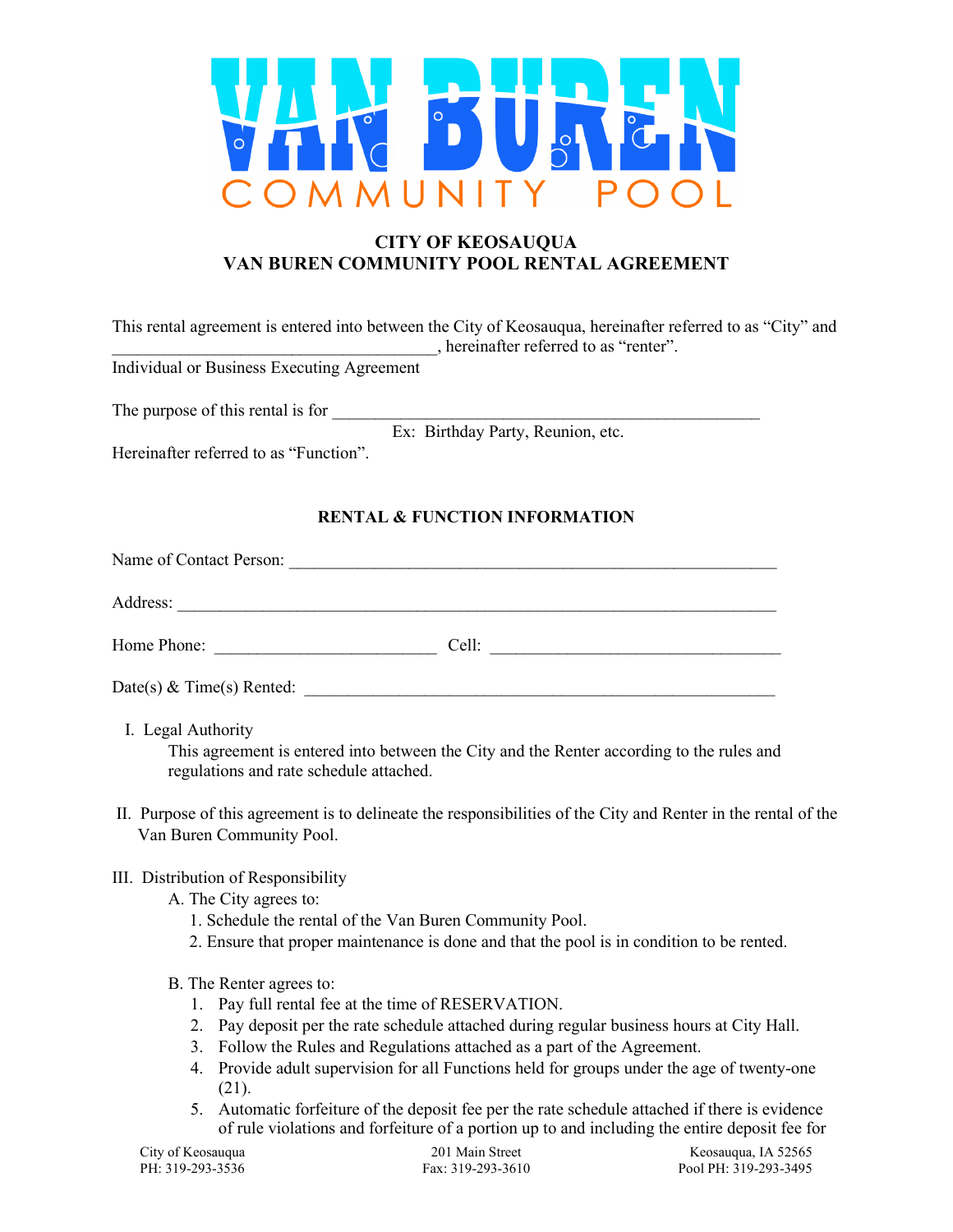VAN BUREN COMMUNITY POOL

# CITY OF KEOSAUQUA
# VAN BUREN COMMUNITY POOL RENTAL AGREEMENT

This rental agreement is entered into between the City of Keosauqua, hereinafter referred to as "City" and ____________________________________, hereinafter referred to as "renter".
Individual or Business Executing Agreement

The purpose of this rental is for ________________________________________________
Ex: Birthday Party, Reunion, etc.
Hereinafter referred to as "Function".

## RENTAL & FUNCTION INFORMATION

Name of Contact Person: _______________________________________________________

Address: _________________________________________________________________

Home Phone: _________________________ Cell: ________________________________

Date(s) & Time(s) Rented: ____________________________________________________

I. Legal Authority
   This agreement is entered into between the City and the Renter according to the rules and regulations and rate schedule attached.

II. Purpose of this agreement is to delineate the responsibilities of the City and Renter in the rental of the Van Buren Community Pool.

III. Distribution of Responsibility
   A. The City agrees to:
      1. Schedule the rental of the Van Buren Community Pool.
      2. Ensure that proper maintenance is done and that the pool is in condition to be rented.

   B. The Renter agrees to:
      1. Pay full rental fee at the time of RESERVATION.
      2. Pay deposit per the rate schedule attached during regular business hours at City Hall.
      3. Follow the Rules and Regulations attached as a part of the Agreement.
      4. Provide adult supervision for all Functions held for groups under the age of twenty-one (21).
      5. Automatic forfeiture of the deposit fee per the rate schedule attached if there is evidence of rule violations and forfeiture of a portion up to and including the entire deposit fee for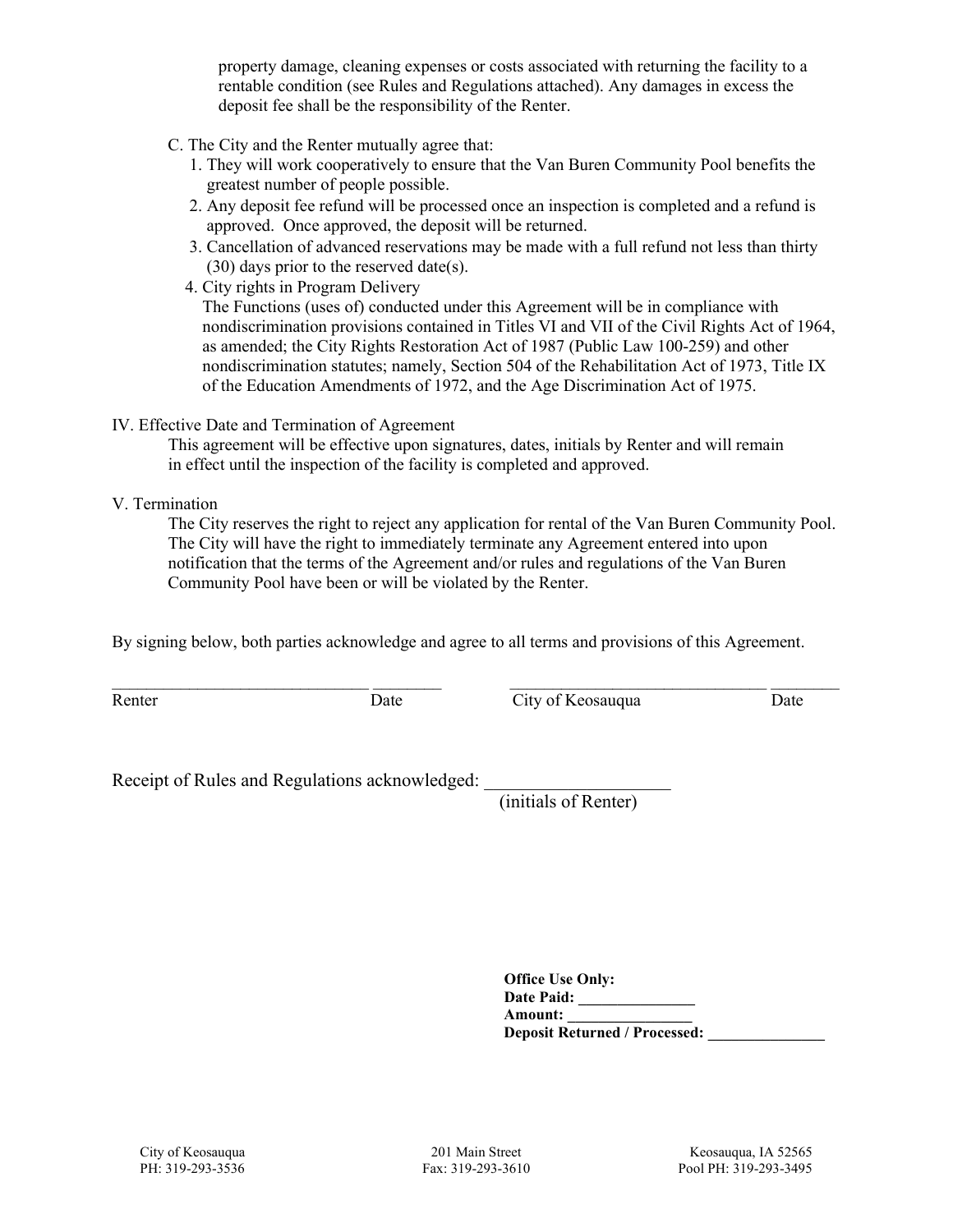property damage, cleaning expenses or costs associated with returning the facility to a rentable condition (see Rules and Regulations attached). Any damages in excess the deposit fee shall be the responsibility of the Renter.

C. The City and the Renter mutually agree that:

1. They will work cooperatively to ensure that the Van Buren Community Pool benefits the greatest number of people possible.
2. Any deposit fee refund will be processed once an inspection is completed and a refund is approved. Once approved, the deposit will be returned.
3. Cancellation of advanced reservations may be made with a full refund not less than thirty (30) days prior to the reserved date(s).
4. City rights in Program Delivery
   The Functions (uses of) conducted under this Agreement will be in compliance with nondiscrimination provisions contained in Titles VI and VII of the Civil Rights Act of 1964, as amended; the City Rights Restoration Act of 1987 (Public Law 100-259) and other nondiscrimination statutes; namely, Section 504 of the Rehabilitation Act of 1973, Title IX of the Education Amendments of 1972, and the Age Discrimination Act of 1975.

IV. Effective Date and Termination of Agreement

This agreement will be effective upon signatures, dates, initials by Renter and will remain in effect until the inspection of the facility is completed and approved.

V. Termination

The City reserves the right to reject any application for rental of the Van Buren Community Pool. The City will have the right to immediately terminate any Agreement entered into upon notification that the terms of the Agreement and/or rules and regulations of the Van Buren Community Pool have been or will be violated by the Renter.

By signing below, both parties acknowledge and agree to all terms and provisions of this Agreement.

______________________________ ________ ______________________________ ________
Renter Date City of Keosauqua Date

Receipt of Rules and Regulations acknowledged: ____________________
(initials of Renter)

**Office Use Only:**
**Date Paid: _______________**
**Amount: ________________**
**Deposit Returned / Processed: _______________**

City of Keosauqua
PH: 319-293-3536

201 Main Street
Fax: 319-293-3610

Keosauqua, IA 52565
Pool PH: 319-293-3495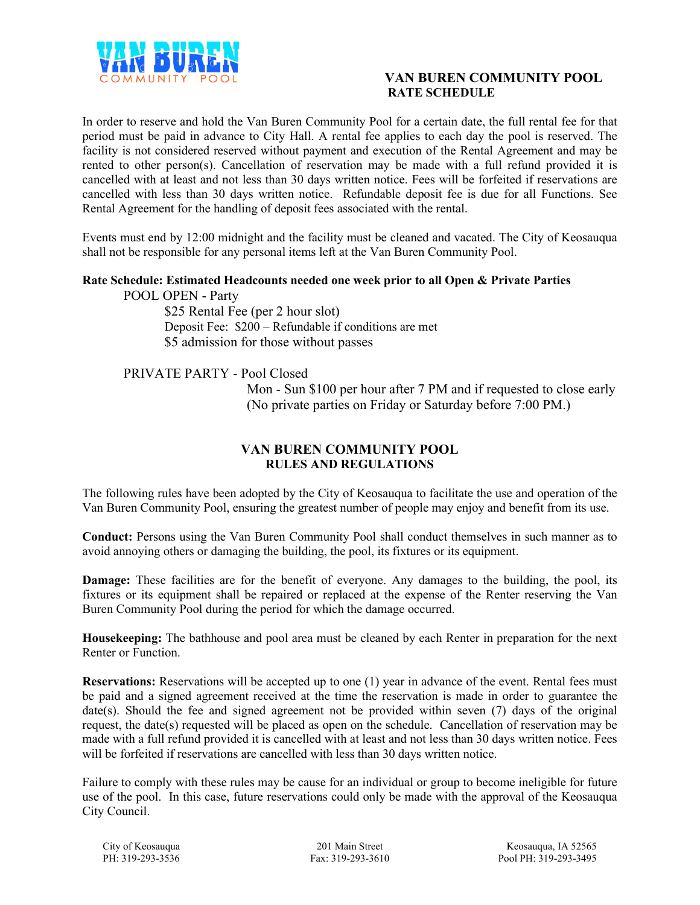VAN BUREN COMMUNITY POOL

# VAN BUREN COMMUNITY POOL
## RATE SCHEDULE

In order to reserve and hold the Van Buren Community Pool for a certain date, the full rental fee for that period must be paid in advance to City Hall. A rental fee applies to each day the pool is reserved. The facility is not considered reserved without payment and execution of the Rental Agreement and may be rented to other person(s). Cancellation of reservation may be made with a full refund provided it is cancelled with at least and not less than 30 days written notice. Fees will be forfeited if reservations are cancelled with less than 30 days written notice. Refundable deposit fee is due for all Functions. See Rental Agreement for the handling of deposit fees associated with the rental.

Events must end by 12:00 midnight and the facility must be cleaned and vacated. The City of Keosauqua shall not be responsible for any personal items left at the Van Buren Community Pool.

**Rate Schedule: Estimated Headcounts needed one week prior to all Open & Private Parties**

POOL OPEN - Party

- $25 Rental Fee (per 2 hour slot)
- Deposit Fee: $200 – Refundable if conditions are met
- $5 admission for those without passes

PRIVATE PARTY - Pool Closed

- Mon - Sun $100 per hour after 7 PM and if requested to close early
- (No private parties on Friday or Saturday before 7:00 PM.)

# VAN BUREN COMMUNITY POOL
## RULES AND REGULATIONS

The following rules have been adopted by the City of Keosauqua to facilitate the use and operation of the Van Buren Community Pool, ensuring the greatest number of people may enjoy and benefit from its use.

**Conduct:** Persons using the Van Buren Community Pool shall conduct themselves in such manner as to avoid annoying others or damaging the building, the pool, its fixtures or its equipment.

**Damage:** These facilities are for the benefit of everyone. Any damages to the building, the pool, its fixtures or its equipment shall be repaired or replaced at the expense of the Renter reserving the Van Buren Community Pool during the period for which the damage occurred.

**Housekeeping:** The bathhouse and pool area must be cleaned by each Renter in preparation for the next Renter or Function.

**Reservations:** Reservations will be accepted up to one (1) year in advance of the event. Rental fees must be paid and a signed agreement received at the time the reservation is made in order to guarantee the date(s). Should the fee and signed agreement not be provided within seven (7) days of the original request, the date(s) requested will be placed as open on the schedule. Cancellation of reservation may be made with a full refund provided it is cancelled with at least and not less than 30 days written notice. Fees will be forfeited if reservations are cancelled with less than 30 days written notice.

Failure to comply with these rules may be cause for an individual or group to become ineligible for future use of the pool. In this case, future reservations could only be made with the approval of the Keosauqua City Council.

City of Keosauqua — 201 Main Street — Keosauqua, IA 52565
PH: 319-293-3536 — Fax: 319-293-3610 — Pool PH: 319-293-3495